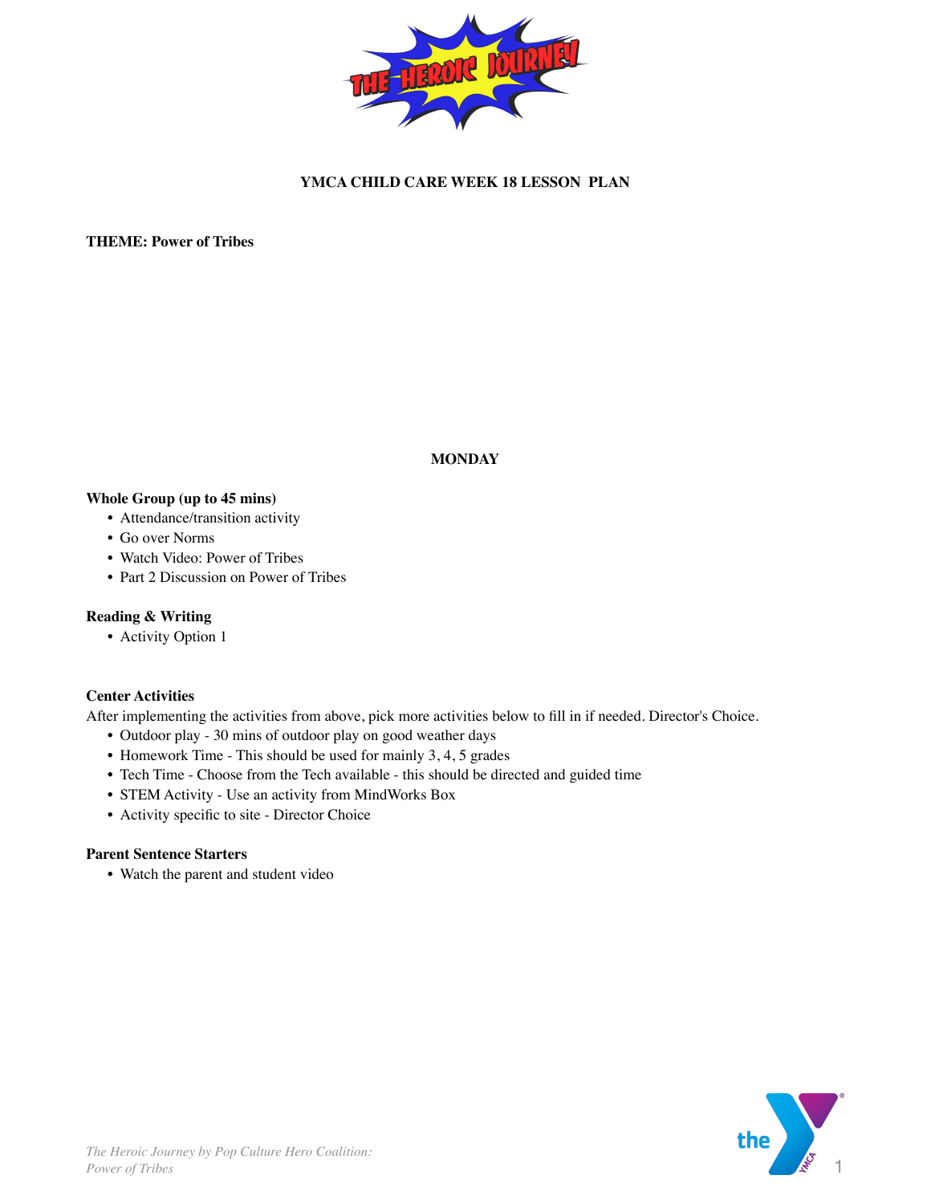**YMCA CHILD CARE WEEK 18 LESSON PLAN**

**THEME: Power of Tribes**

## MONDAY

**Whole Group (up to 45 mins)**

- Attendance/transition activity
- Go over Norms
- Watch Video: Power of Tribes
- Part 2 Discussion on Power of Tribes

**Reading & Writing**

- Activity Option 1

**Center Activities**

After implementing the activities from above, pick more activities below to fill in if needed. Director's Choice.

- Outdoor play - 30 mins of outdoor play on good weather days
- Homework Time - This should be used for mainly 3, 4, 5 grades
- Tech Time - Choose from the Tech available - this should be directed and guided time
- STEM Activity - Use an activity from MindWorks Box
- Activity specific to site - Director Choice

**Parent Sentence Starters**

- Watch the parent and student video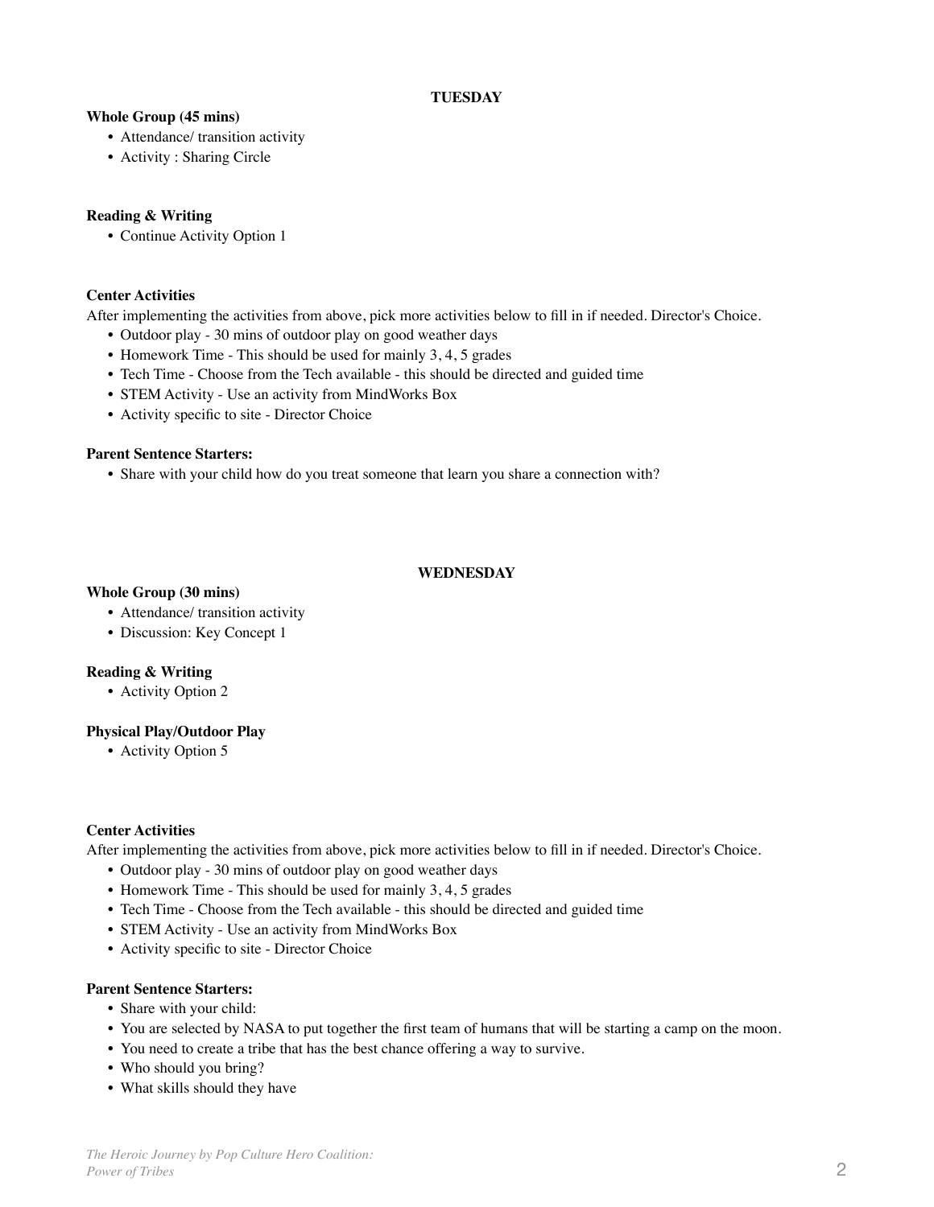## TUESDAY

**Whole Group (45 mins)**

- Attendance/ transition activity
- Activity : Sharing Circle

**Reading & Writing**

- Continue Activity Option 1

**Center Activities**

After implementing the activities from above, pick more activities below to fill in if needed. Director's Choice.

- Outdoor play - 30 mins of outdoor play on good weather days
- Homework Time - This should be used for mainly 3, 4, 5 grades
- Tech Time - Choose from the Tech available - this should be directed and guided time
- STEM Activity - Use an activity from MindWorks Box
- Activity specific to site - Director Choice

**Parent Sentence Starters:**

- Share with your child how do you treat someone that learn you share a connection with?

## WEDNESDAY

**Whole Group (30 mins)**

- Attendance/ transition activity
- Discussion: Key Concept 1

**Reading & Writing**

- Activity Option 2

**Physical Play/Outdoor Play**

- Activity Option 5

**Center Activities**

After implementing the activities from above, pick more activities below to fill in if needed. Director's Choice.

- Outdoor play - 30 mins of outdoor play on good weather days
- Homework Time - This should be used for mainly 3, 4, 5 grades
- Tech Time - Choose from the Tech available - this should be directed and guided time
- STEM Activity - Use an activity from MindWorks Box
- Activity specific to site - Director Choice

**Parent Sentence Starters:**

- Share with your child:
- You are selected by NASA to put together the first team of humans that will be starting a camp on the moon.
- You need to create a tribe that has the best chance offering a way to survive.
- Who should you bring?
- What skills should they have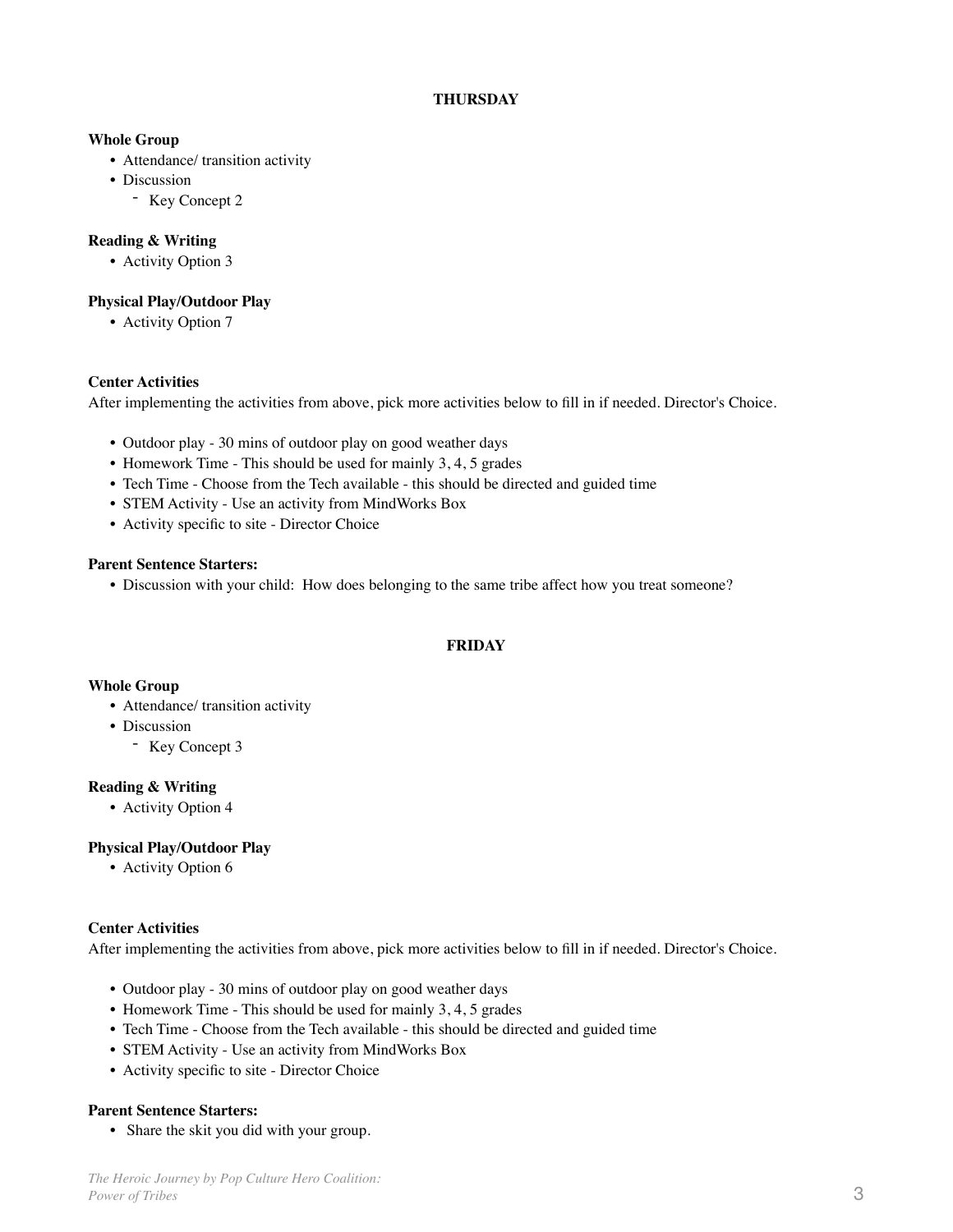## THURSDAY

**Whole Group**

- Attendance/ transition activity
- Discussion
  - Key Concept 2

**Reading & Writing**

- Activity Option 3

**Physical Play/Outdoor Play**

- Activity Option 7

**Center Activities**

After implementing the activities from above, pick more activities below to fill in if needed. Director's Choice.

- Outdoor play - 30 mins of outdoor play on good weather days
- Homework Time - This should be used for mainly 3, 4, 5 grades
- Tech Time - Choose from the Tech available - this should be directed and guided time
- STEM Activity - Use an activity from MindWorks Box
- Activity specific to site - Director Choice

**Parent Sentence Starters:**

- Discussion with your child: How does belonging to the same tribe affect how you treat someone?

## FRIDAY

**Whole Group**

- Attendance/ transition activity
- Discussion
  - Key Concept 3

**Reading & Writing**

- Activity Option 4

**Physical Play/Outdoor Play**

- Activity Option 6

**Center Activities**

After implementing the activities from above, pick more activities below to fill in if needed. Director's Choice.

- Outdoor play - 30 mins of outdoor play on good weather days
- Homework Time - This should be used for mainly 3, 4, 5 grades
- Tech Time - Choose from the Tech available - this should be directed and guided time
- STEM Activity - Use an activity from MindWorks Box
- Activity specific to site - Director Choice

**Parent Sentence Starters:**

- Share the skit you did with your group.